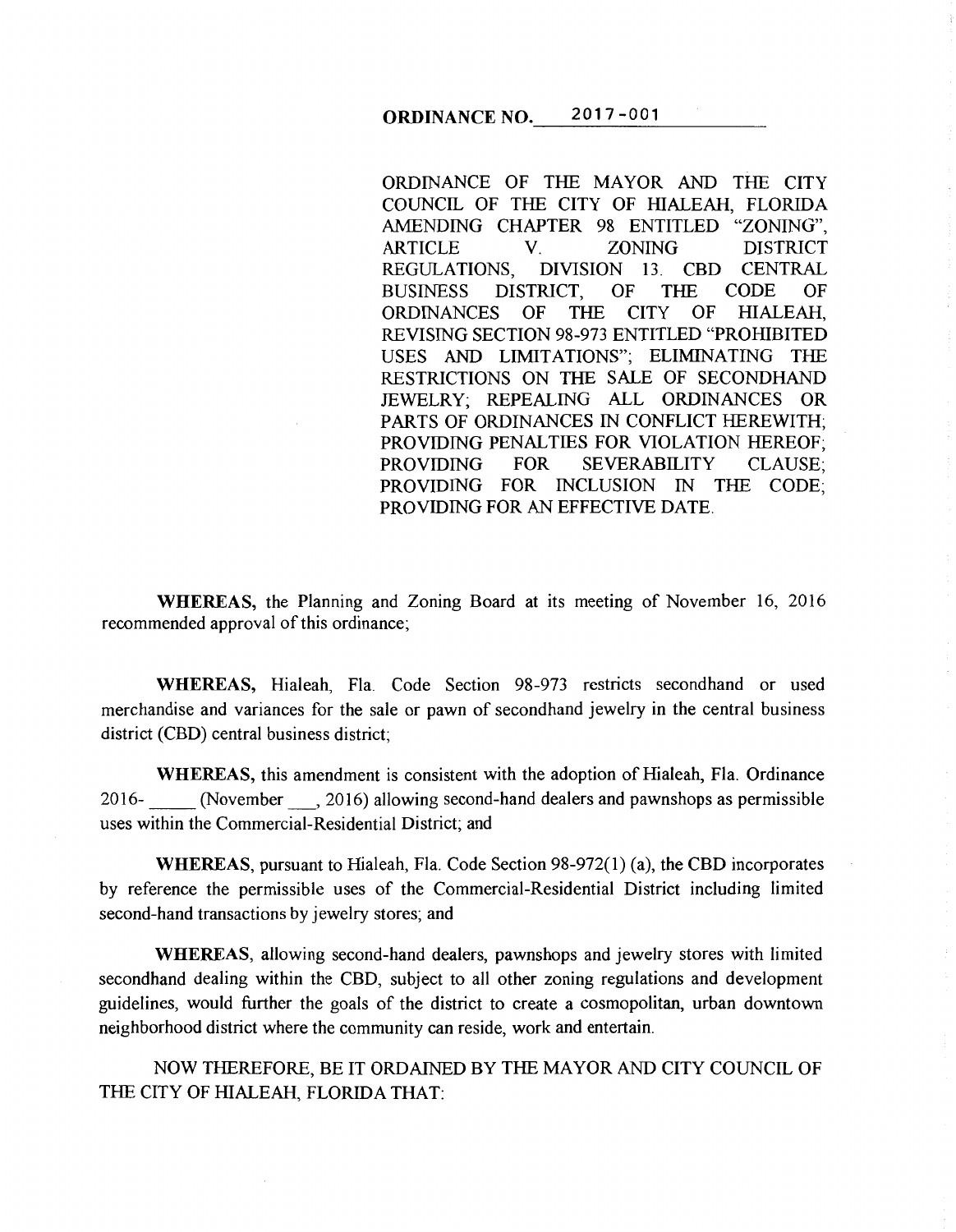**ORDINANCE NO. 2017-001**

ORDINANCE OF THE MAYOR AND THE CITY COUNCIL OF THE CITY OF HIALEAH, FLORIDA AMENDING CHAPTER 98 ENTITLED "ZONING", ARTICLE V. ZONING DISTRICT REGULATIONS, DIVISION 13. CBD CENTRAL BUSINESS DISTRICT, OF THE CODE OF ORDINANCES OF THE CITY OF HIALEAH, REVISING SECTION 98-973 ENTITLED "PROHIBITED USES AND LIMITATIONS"; ELIMINATING THE RESTRICTIONS ON THE SALE OF SECONDHAND JEWELRY; REPEALING ALL ORDINANCES OR PARTS OF ORDINANCES IN CONFLICT HEREWITH; PROVIDING PENALTIES FOR VIOLATION HEREOF; PROVIDING FOR SEVERABILITY CLAUSE; PROVIDING FOR INCLUSION IN THE CODE; PROVIDING FOR AN EFFECTIVE DATE.

**WHEREAS,** the Planning and Zoning Board at its meeting of November 16, 2016 recommended approval of this ordinance;

**WHEREAS,** Hialeah, Fla. Code Section 98-973 restricts secondhand or used merchandise and variances for the sale or pawn of secondhand jewelry in the central business district (CBD) central business district;

**WHEREAS,** this amendment is consistent with the adoption of Hialeah, Fla. Ordinance 2016-\_\_\_\_\_ (November \_\_\_, 2016) allowing second-hand dealers and pawnshops as permissible uses within the Commercial-Residential District; and

**WHEREAS,** pursuant to Hialeah, Fla. Code Section 98-972(1) (a), the CBD incorporates by reference the permissible uses of the Commercial-Residential District including limited second-hand transactions by jewelry stores; and

**WHEREAS,** allowing second-hand dealers, pawnshops and jewelry stores with limited secondhand dealing within the CBD, subject to all other zoning regulations and development guidelines, would further the goals of the district to create a cosmopolitan, urban downtown neighborhood district where the community can reside, work and entertain.

NOW THEREFORE, BE IT ORDAINED BY THE MAYOR AND CITY COUNCIL OF THE CITY OF HIALEAH, FLORIDA THAT: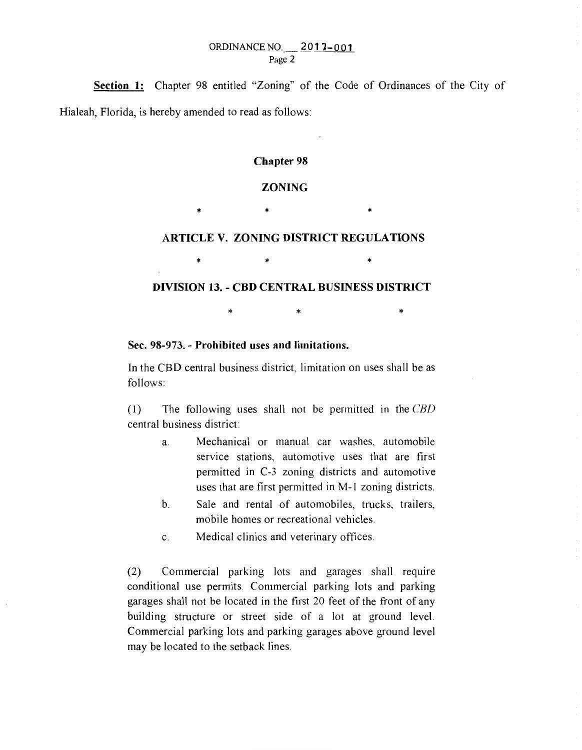**Section 1:** Chapter 98 entitled "Zoning" of the Code of Ordinances of the City of Hialeah, Florida, is hereby amended to read as follows:

## Chapter 98

## ZONING

\*   \*   \*

## ARTICLE V. ZONING DISTRICT REGULATIONS

\*   \*   \*

## DIVISION 13. - CBD CENTRAL BUSINESS DISTRICT

\*   \*   \*

**Sec. 98-973. - Prohibited uses and limitations.**

In the CBD central business district, limitation on uses shall be as follows:

(1) The following uses shall not be permitted in the *CBD* central business district:

a. Mechanical or manual car washes, automobile service stations, automotive uses that are first permitted in C-3 zoning districts and automotive uses that are first permitted in M-1 zoning districts.

b. Sale and rental of automobiles, trucks, trailers, mobile homes or recreational vehicles.

c. Medical clinics and veterinary offices.

(2) Commercial parking lots and garages shall require conditional use permits. Commercial parking lots and parking garages shall not be located in the first 20 feet of the front of any building structure or street side of a lot at ground level. Commercial parking lots and parking garages above ground level may be located to the setback lines.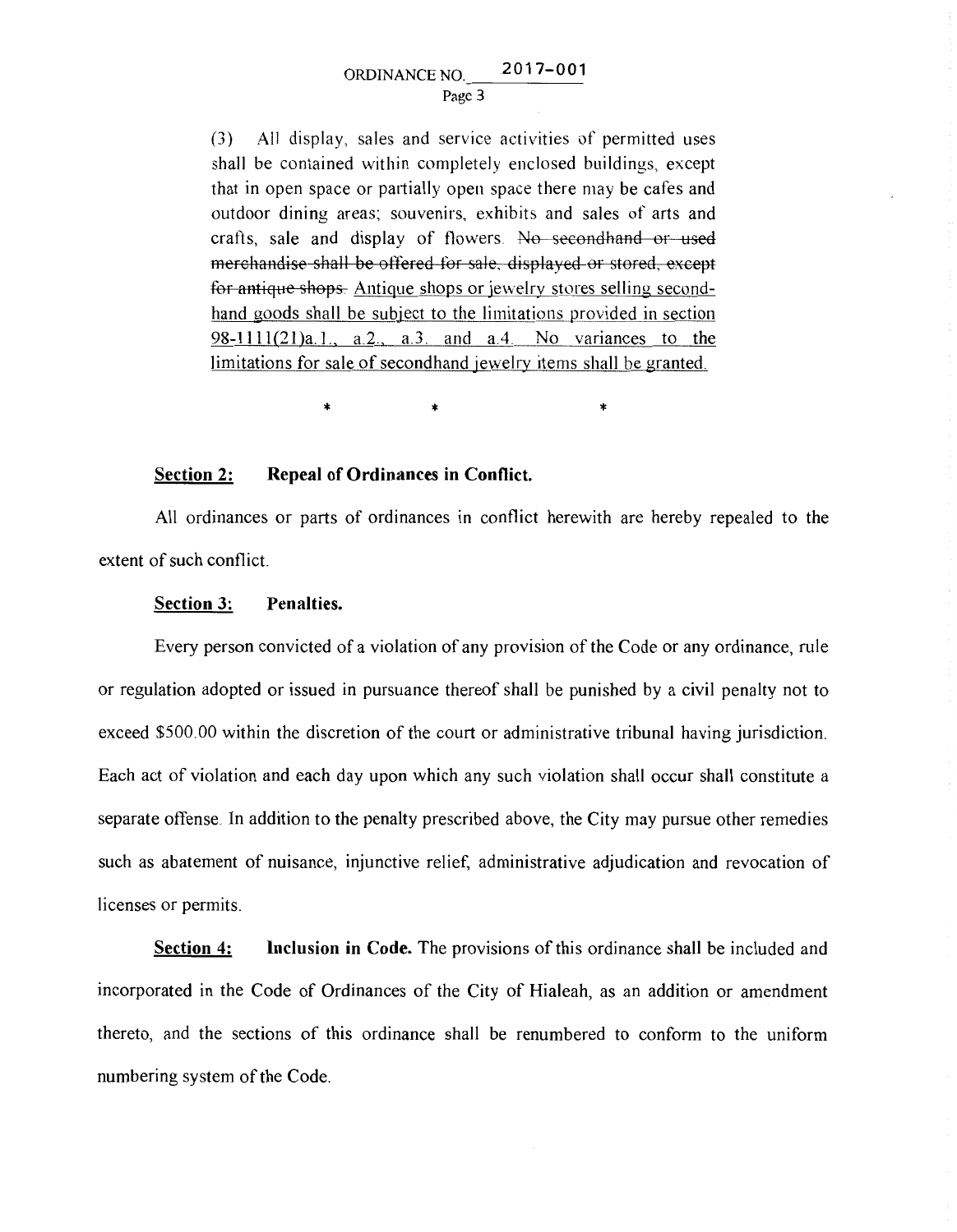(3) All display, sales and service activities of permitted uses shall be contained within completely enclosed buildings, except that in open space or partially open space there may be cafes and outdoor dining areas; souvenirs, exhibits and sales of arts and crafts, sale and display of flowers. ~~No secondhand or used merchandise shall be offered for sale, displayed or stored, except for antique shops.~~ <u>Antique shops or jewelry stores selling second-hand goods shall be subject to the limitations provided in section 98-1111(21)a.1., a.2., a.3. and a.4. No variances to the limitations for sale of secondhand jewelry items shall be granted.</u>

\* \* \*

**<u>Section 2:</u> Repeal of Ordinances in Conflict.**

All ordinances or parts of ordinances in conflict herewith are hereby repealed to the extent of such conflict.

**<u>Section 3:</u> Penalties.**

Every person convicted of a violation of any provision of the Code or any ordinance, rule or regulation adopted or issued in pursuance thereof shall be punished by a civil penalty not to exceed $500.00 within the discretion of the court or administrative tribunal having jurisdiction. Each act of violation and each day upon which any such violation shall occur shall constitute a separate offense. In addition to the penalty prescribed above, the City may pursue other remedies such as abatement of nuisance, injunctive relief, administrative adjudication and revocation of licenses or permits.

**<u>Section 4:</u> Inclusion in Code.** The provisions of this ordinance shall be included and incorporated in the Code of Ordinances of the City of Hialeah, as an addition or amendment thereto, and the sections of this ordinance shall be renumbered to conform to the uniform numbering system of the Code.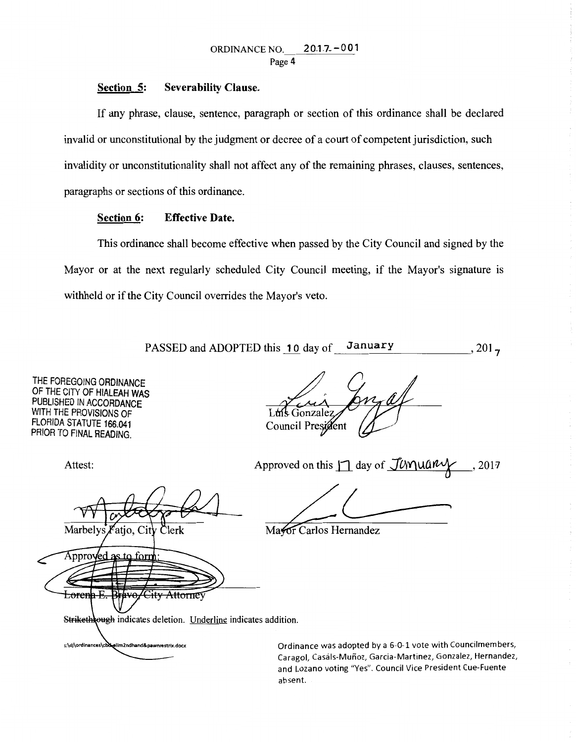ORDINANCE NO. 2017-001

**Section 5: Severability Clause.**

If any phrase, clause, sentence, paragraph or section of this ordinance shall be declared invalid or unconstitutional by the judgment or decree of a court of competent jurisdiction, such invalidity or unconstitutionality shall not affect any of the remaining phrases, clauses, sentences, paragraphs or sections of this ordinance.

**Section 6: Effective Date.**

This ordinance shall become effective when passed by the City Council and signed by the Mayor or at the next regularly scheduled City Council meeting, if the Mayor's signature is withheld or if the City Council overrides the Mayor's veto.

PASSED and ADOPTED this 10 day of January, 2017

THE FOREGOING ORDINANCE OF THE CITY OF HIALEAH WAS PUBLISHED IN ACCORDANCE WITH THE PROVISIONS OF FLORIDA STATUTE 166.041 PRIOR TO FINAL READING.

Luis Gonzalez
Council President

Attest:

Marbelys Fatjo, City Clerk

Approved on this 17 day of January, 2017

Mayor Carlos Hernandez

Approved as to form:

Lorena E. Bravo, City Attorney

~~Strikethrough~~ indicates deletion. Underline indicates addition.

s:\dj\ordinances\cbd-elim2ndhand&pawnrestrix.docx

Ordinance was adopted by a 6-0-1 vote with Councilmembers, Caragol, Casáls-Muñoz, Garcia-Martinez, Gonzalez, Hernandez, and Lozano voting "Yes". Council Vice President Cue-Fuente absent.